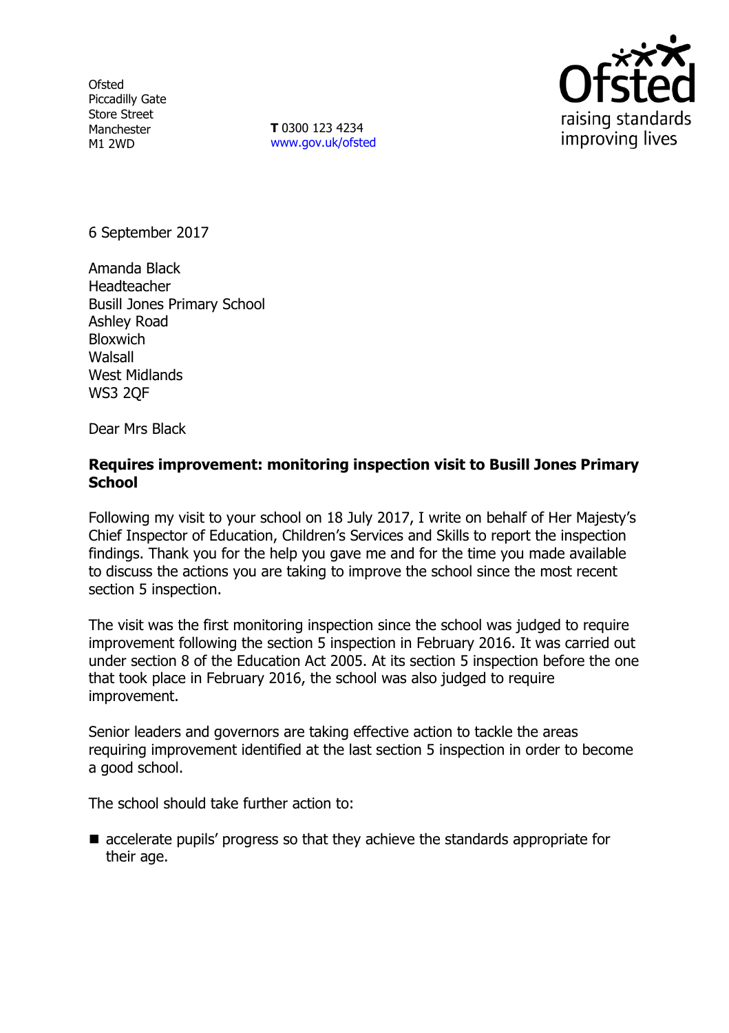Ofsted
Piccadilly Gate
Store Street
Manchester
M1 2WD

**T** 0300 123 4234
www.gov.uk/ofsted

Ofsted
raising standards
improving lives

6 September 2017

Amanda Black
Headteacher
Busill Jones Primary School
Ashley Road
Bloxwich
Walsall
West Midlands
WS3 2QF

Dear Mrs Black

**Requires improvement: monitoring inspection visit to Busill Jones Primary School**

Following my visit to your school on 18 July 2017, I write on behalf of Her Majesty's Chief Inspector of Education, Children's Services and Skills to report the inspection findings. Thank you for the help you gave me and for the time you made available to discuss the actions you are taking to improve the school since the most recent section 5 inspection.

The visit was the first monitoring inspection since the school was judged to require improvement following the section 5 inspection in February 2016. It was carried out under section 8 of the Education Act 2005. At its section 5 inspection before the one that took place in February 2016, the school was also judged to require improvement.

Senior leaders and governors are taking effective action to tackle the areas requiring improvement identified at the last section 5 inspection in order to become a good school.

The school should take further action to:

- accelerate pupils' progress so that they achieve the standards appropriate for their age.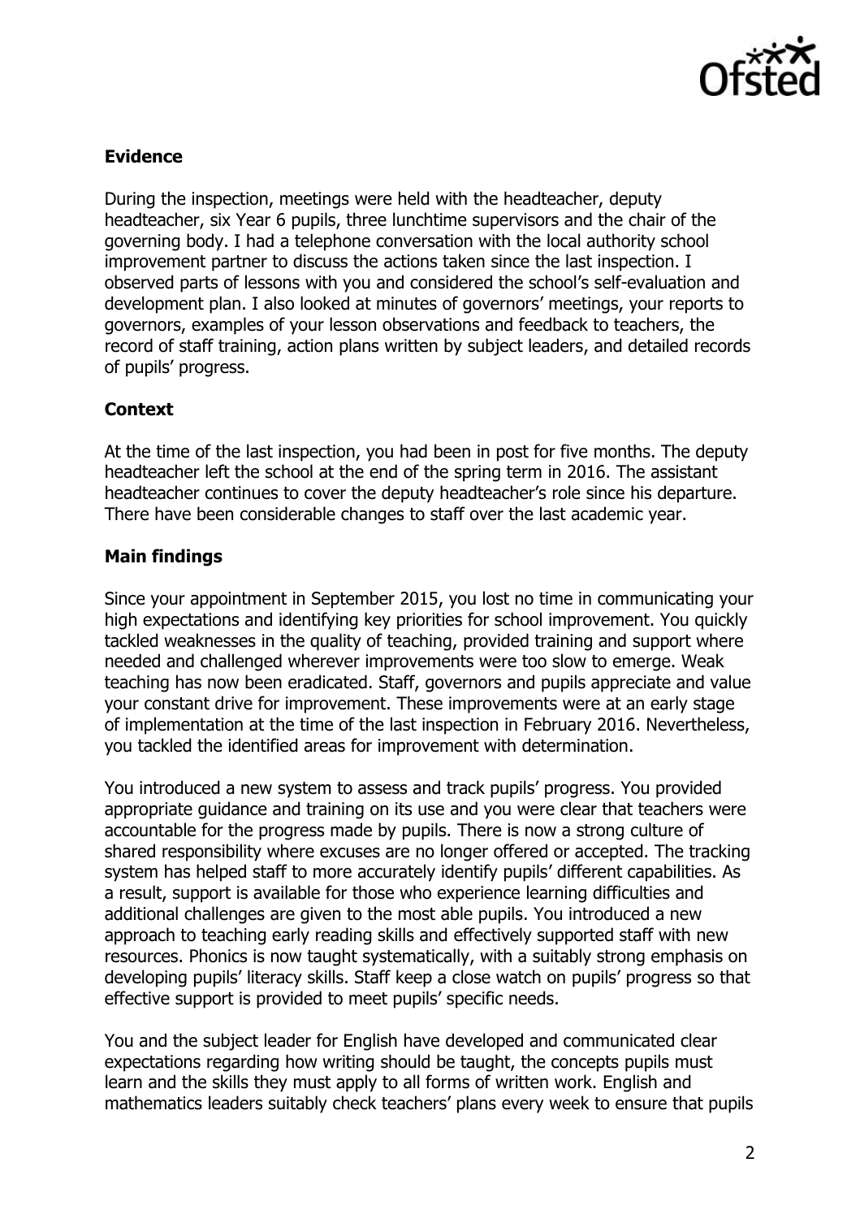### Evidence

During the inspection, meetings were held with the headteacher, deputy headteacher, six Year 6 pupils, three lunchtime supervisors and the chair of the governing body. I had a telephone conversation with the local authority school improvement partner to discuss the actions taken since the last inspection. I observed parts of lessons with you and considered the school's self-evaluation and development plan. I also looked at minutes of governors' meetings, your reports to governors, examples of your lesson observations and feedback to teachers, the record of staff training, action plans written by subject leaders, and detailed records of pupils' progress.

### Context

At the time of the last inspection, you had been in post for five months. The deputy headteacher left the school at the end of the spring term in 2016. The assistant headteacher continues to cover the deputy headteacher's role since his departure. There have been considerable changes to staff over the last academic year.

### Main findings

Since your appointment in September 2015, you lost no time in communicating your high expectations and identifying key priorities for school improvement. You quickly tackled weaknesses in the quality of teaching, provided training and support where needed and challenged wherever improvements were too slow to emerge. Weak teaching has now been eradicated. Staff, governors and pupils appreciate and value your constant drive for improvement. These improvements were at an early stage of implementation at the time of the last inspection in February 2016. Nevertheless, you tackled the identified areas for improvement with determination.

You introduced a new system to assess and track pupils' progress. You provided appropriate guidance and training on its use and you were clear that teachers were accountable for the progress made by pupils. There is now a strong culture of shared responsibility where excuses are no longer offered or accepted. The tracking system has helped staff to more accurately identify pupils' different capabilities. As a result, support is available for those who experience learning difficulties and additional challenges are given to the most able pupils. You introduced a new approach to teaching early reading skills and effectively supported staff with new resources. Phonics is now taught systematically, with a suitably strong emphasis on developing pupils' literacy skills. Staff keep a close watch on pupils' progress so that effective support is provided to meet pupils' specific needs.

You and the subject leader for English have developed and communicated clear expectations regarding how writing should be taught, the concepts pupils must learn and the skills they must apply to all forms of written work. English and mathematics leaders suitably check teachers' plans every week to ensure that pupils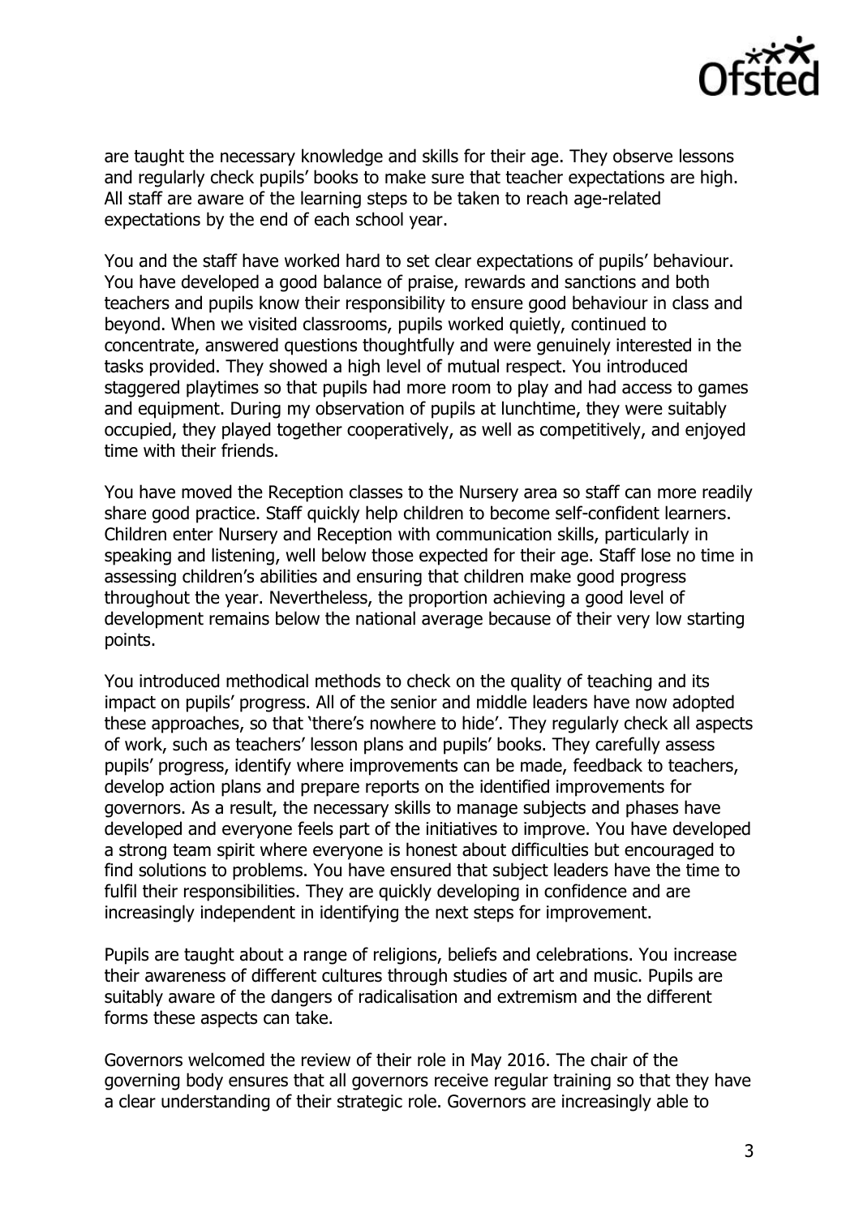are taught the necessary knowledge and skills for their age. They observe lessons and regularly check pupils' books to make sure that teacher expectations are high. All staff are aware of the learning steps to be taken to reach age-related expectations by the end of each school year.

You and the staff have worked hard to set clear expectations of pupils' behaviour. You have developed a good balance of praise, rewards and sanctions and both teachers and pupils know their responsibility to ensure good behaviour in class and beyond. When we visited classrooms, pupils worked quietly, continued to concentrate, answered questions thoughtfully and were genuinely interested in the tasks provided. They showed a high level of mutual respect. You introduced staggered playtimes so that pupils had more room to play and had access to games and equipment. During my observation of pupils at lunchtime, they were suitably occupied, they played together cooperatively, as well as competitively, and enjoyed time with their friends.

You have moved the Reception classes to the Nursery area so staff can more readily share good practice. Staff quickly help children to become self-confident learners. Children enter Nursery and Reception with communication skills, particularly in speaking and listening, well below those expected for their age. Staff lose no time in assessing children's abilities and ensuring that children make good progress throughout the year. Nevertheless, the proportion achieving a good level of development remains below the national average because of their very low starting points.

You introduced methodical methods to check on the quality of teaching and its impact on pupils' progress. All of the senior and middle leaders have now adopted these approaches, so that 'there's nowhere to hide'. They regularly check all aspects of work, such as teachers' lesson plans and pupils' books. They carefully assess pupils' progress, identify where improvements can be made, feedback to teachers, develop action plans and prepare reports on the identified improvements for governors. As a result, the necessary skills to manage subjects and phases have developed and everyone feels part of the initiatives to improve. You have developed a strong team spirit where everyone is honest about difficulties but encouraged to find solutions to problems. You have ensured that subject leaders have the time to fulfil their responsibilities. They are quickly developing in confidence and are increasingly independent in identifying the next steps for improvement.

Pupils are taught about a range of religions, beliefs and celebrations. You increase their awareness of different cultures through studies of art and music. Pupils are suitably aware of the dangers of radicalisation and extremism and the different forms these aspects can take.

Governors welcomed the review of their role in May 2016. The chair of the governing body ensures that all governors receive regular training so that they have a clear understanding of their strategic role. Governors are increasingly able to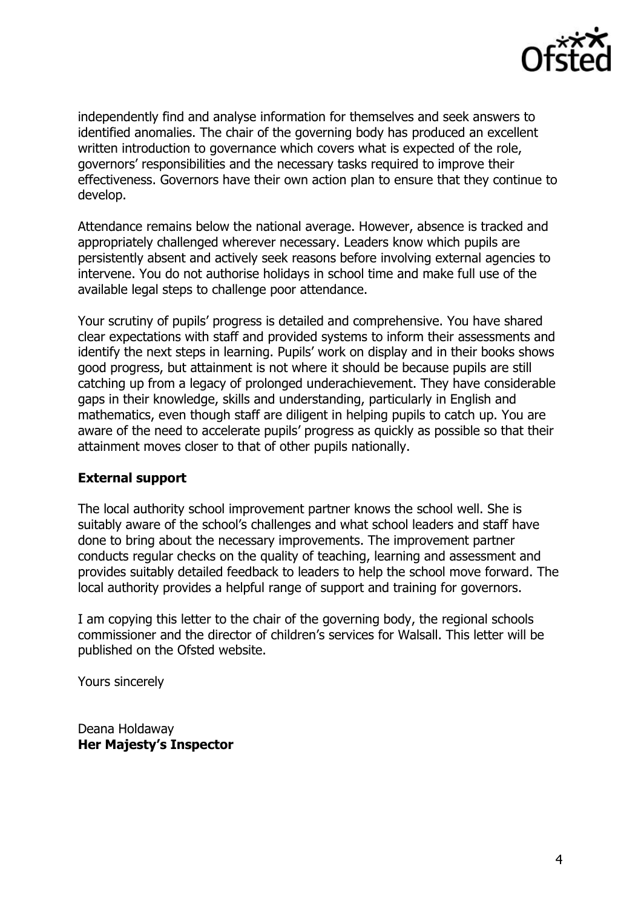independently find and analyse information for themselves and seek answers to identified anomalies. The chair of the governing body has produced an excellent written introduction to governance which covers what is expected of the role, governors' responsibilities and the necessary tasks required to improve their effectiveness. Governors have their own action plan to ensure that they continue to develop.

Attendance remains below the national average. However, absence is tracked and appropriately challenged wherever necessary. Leaders know which pupils are persistently absent and actively seek reasons before involving external agencies to intervene. You do not authorise holidays in school time and make full use of the available legal steps to challenge poor attendance.

Your scrutiny of pupils' progress is detailed and comprehensive. You have shared clear expectations with staff and provided systems to inform their assessments and identify the next steps in learning. Pupils' work on display and in their books shows good progress, but attainment is not where it should be because pupils are still catching up from a legacy of prolonged underachievement. They have considerable gaps in their knowledge, skills and understanding, particularly in English and mathematics, even though staff are diligent in helping pupils to catch up. You are aware of the need to accelerate pupils' progress as quickly as possible so that their attainment moves closer to that of other pupils nationally.

**External support**

The local authority school improvement partner knows the school well. She is suitably aware of the school's challenges and what school leaders and staff have done to bring about the necessary improvements. The improvement partner conducts regular checks on the quality of teaching, learning and assessment and provides suitably detailed feedback to leaders to help the school move forward. The local authority provides a helpful range of support and training for governors.

I am copying this letter to the chair of the governing body, the regional schools commissioner and the director of children's services for Walsall. This letter will be published on the Ofsted website.

Yours sincerely

Deana Holdaway
**Her Majesty's Inspector**